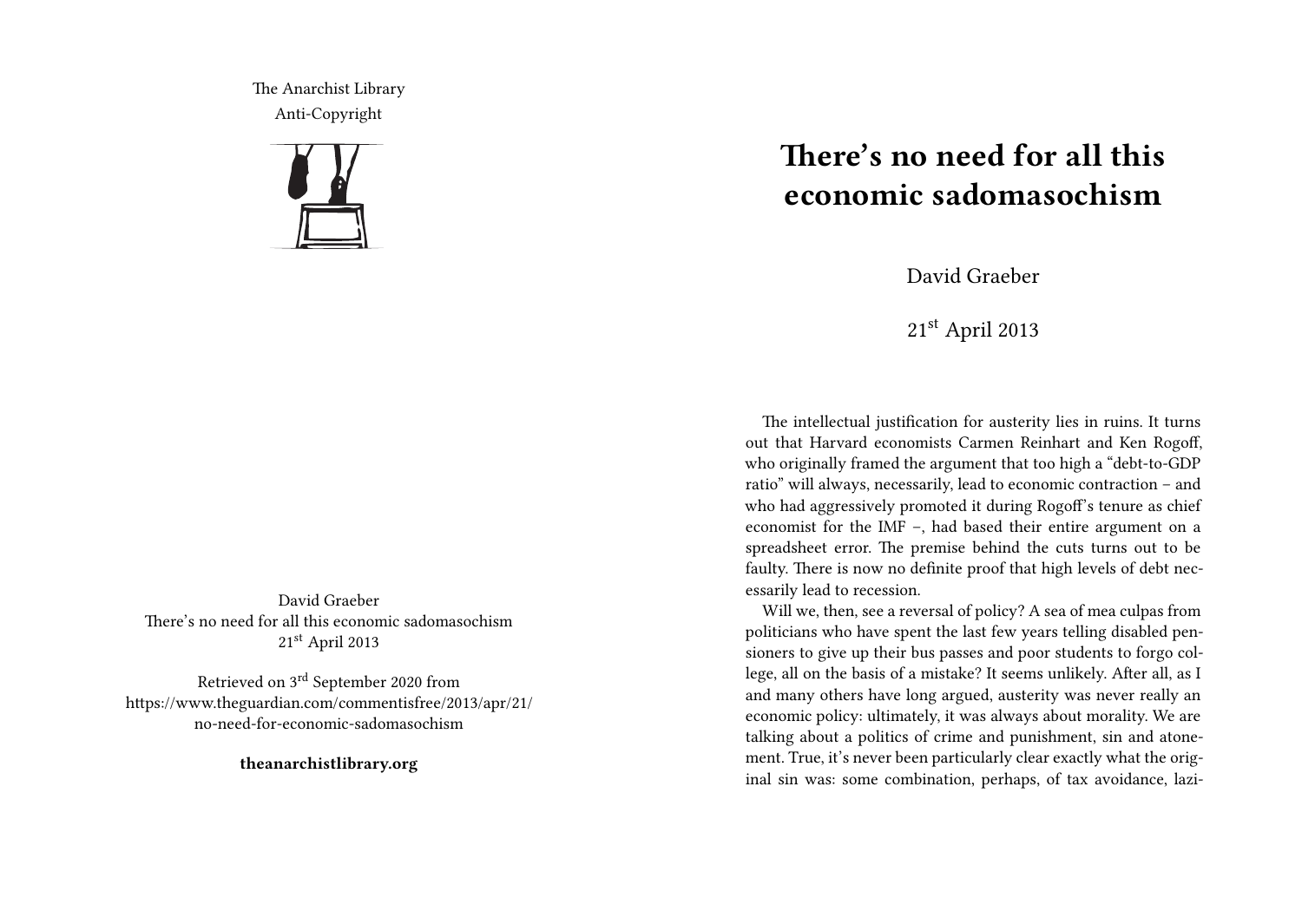The Anarchist Library
Anti-Copyright

David Graeber
There's no need for all this economic sadomasochism
21st April 2013

Retrieved on 3rd September 2020 from
https://www.theguardian.com/commentisfree/2013/apr/21/no-need-for-economic-sadomasochism

**theanarchistlibrary.org**

# There's no need for all this economic sadomasochism

David Graeber

21st April 2013

The intellectual justification for austerity lies in ruins. It turns out that Harvard economists Carmen Reinhart and Ken Rogoff, who originally framed the argument that too high a "debt-to-GDP ratio" will always, necessarily, lead to economic contraction – and who had aggressively promoted it during Rogoff's tenure as chief economist for the IMF –, had based their entire argument on a spreadsheet error. The premise behind the cuts turns out to be faulty. There is now no definite proof that high levels of debt necessarily lead to recession.

Will we, then, see a reversal of policy? A sea of mea culpas from politicians who have spent the last few years telling disabled pensioners to give up their bus passes and poor students to forgo college, all on the basis of a mistake? It seems unlikely. After all, as I and many others have long argued, austerity was never really an economic policy: ultimately, it was always about morality. We are talking about a politics of crime and punishment, sin and atonement. True, it's never been particularly clear exactly what the original sin was: some combination, perhaps, of tax avoidance, lazi-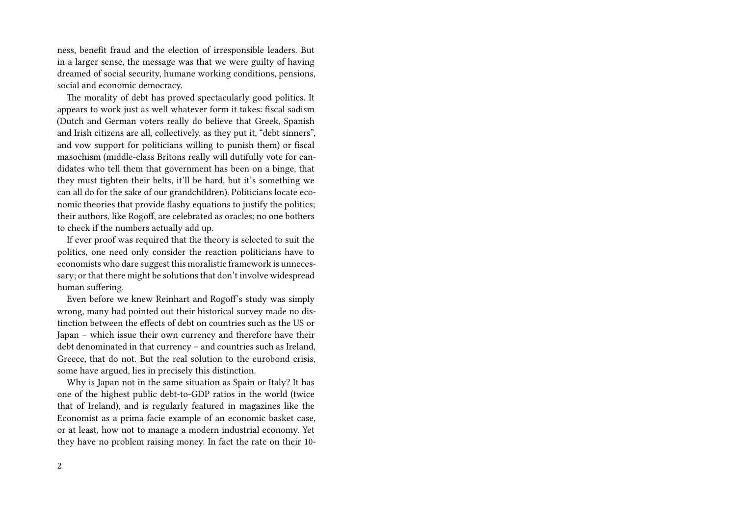ness, benefit fraud and the election of irresponsible leaders. But in a larger sense, the message was that we were guilty of having dreamed of social security, humane working conditions, pensions, social and economic democracy.

The morality of debt has proved spectacularly good politics. It appears to work just as well whatever form it takes: fiscal sadism (Dutch and German voters really do believe that Greek, Spanish and Irish citizens are all, collectively, as they put it, "debt sinners", and vow support for politicians willing to punish them) or fiscal masochism (middle-class Britons really will dutifully vote for candidates who tell them that government has been on a binge, that they must tighten their belts, it'll be hard, but it's something we can all do for the sake of our grandchildren). Politicians locate economic theories that provide flashy equations to justify the politics; their authors, like Rogoff, are celebrated as oracles; no one bothers to check if the numbers actually add up.

If ever proof was required that the theory is selected to suit the politics, one need only consider the reaction politicians have to economists who dare suggest this moralistic framework is unnecessary; or that there might be solutions that don't involve widespread human suffering.

Even before we knew Reinhart and Rogoff's study was simply wrong, many had pointed out their historical survey made no distinction between the effects of debt on countries such as the US or Japan – which issue their own currency and therefore have their debt denominated in that currency – and countries such as Ireland, Greece, that do not. But the real solution to the eurobond crisis, some have argued, lies in precisely this distinction.

Why is Japan not in the same situation as Spain or Italy? It has one of the highest public debt-to-GDP ratios in the world (twice that of Ireland), and is regularly featured in magazines like the Economist as a prima facie example of an economic basket case, or at least, how not to manage a modern industrial economy. Yet they have no problem raising money. In fact the rate on their 10-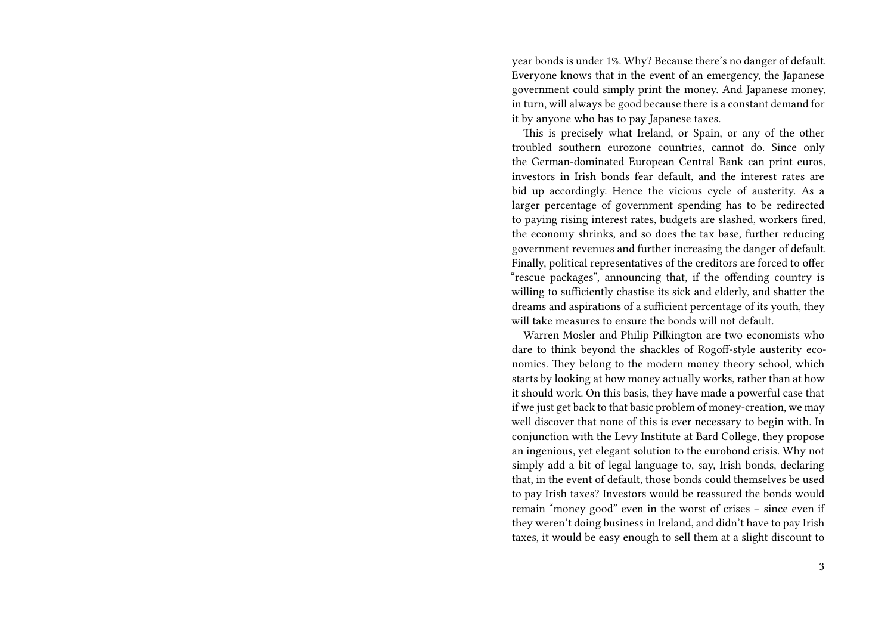year bonds is under 1%. Why? Because there's no danger of default. Everyone knows that in the event of an emergency, the Japanese government could simply print the money. And Japanese money, in turn, will always be good because there is a constant demand for it by anyone who has to pay Japanese taxes.

This is precisely what Ireland, or Spain, or any of the other troubled southern eurozone countries, cannot do. Since only the German-dominated European Central Bank can print euros, investors in Irish bonds fear default, and the interest rates are bid up accordingly. Hence the vicious cycle of austerity. As a larger percentage of government spending has to be redirected to paying rising interest rates, budgets are slashed, workers fired, the economy shrinks, and so does the tax base, further reducing government revenues and further increasing the danger of default. Finally, political representatives of the creditors are forced to offer "rescue packages", announcing that, if the offending country is willing to sufficiently chastise its sick and elderly, and shatter the dreams and aspirations of a sufficient percentage of its youth, they will take measures to ensure the bonds will not default.

Warren Mosler and Philip Pilkington are two economists who dare to think beyond the shackles of Rogoff-style austerity economics. They belong to the modern money theory school, which starts by looking at how money actually works, rather than at how it should work. On this basis, they have made a powerful case that if we just get back to that basic problem of money-creation, we may well discover that none of this is ever necessary to begin with. In conjunction with the Levy Institute at Bard College, they propose an ingenious, yet elegant solution to the eurobond crisis. Why not simply add a bit of legal language to, say, Irish bonds, declaring that, in the event of default, those bonds could themselves be used to pay Irish taxes? Investors would be reassured the bonds would remain "money good" even in the worst of crises – since even if they weren't doing business in Ireland, and didn't have to pay Irish taxes, it would be easy enough to sell them at a slight discount to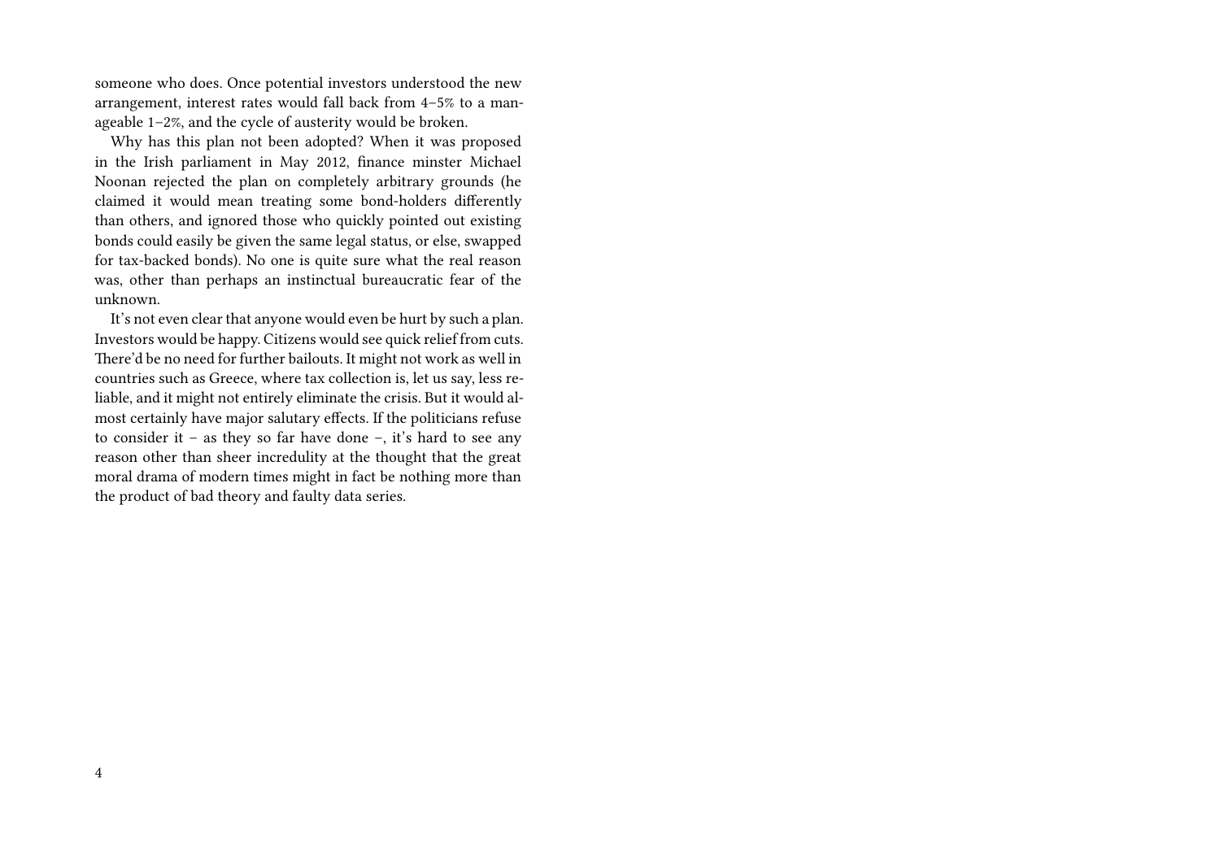someone who does. Once potential investors understood the new arrangement, interest rates would fall back from 4–5% to a manageable 1–2%, and the cycle of austerity would be broken.

Why has this plan not been adopted? When it was proposed in the Irish parliament in May 2012, finance minster Michael Noonan rejected the plan on completely arbitrary grounds (he claimed it would mean treating some bond-holders differently than others, and ignored those who quickly pointed out existing bonds could easily be given the same legal status, or else, swapped for tax-backed bonds). No one is quite sure what the real reason was, other than perhaps an instinctual bureaucratic fear of the unknown.

It's not even clear that anyone would even be hurt by such a plan. Investors would be happy. Citizens would see quick relief from cuts. There'd be no need for further bailouts. It might not work as well in countries such as Greece, where tax collection is, let us say, less reliable, and it might not entirely eliminate the crisis. But it would almost certainly have major salutary effects. If the politicians refuse to consider it – as they so far have done –, it's hard to see any reason other than sheer incredulity at the thought that the great moral drama of modern times might in fact be nothing more than the product of bad theory and faulty data series.